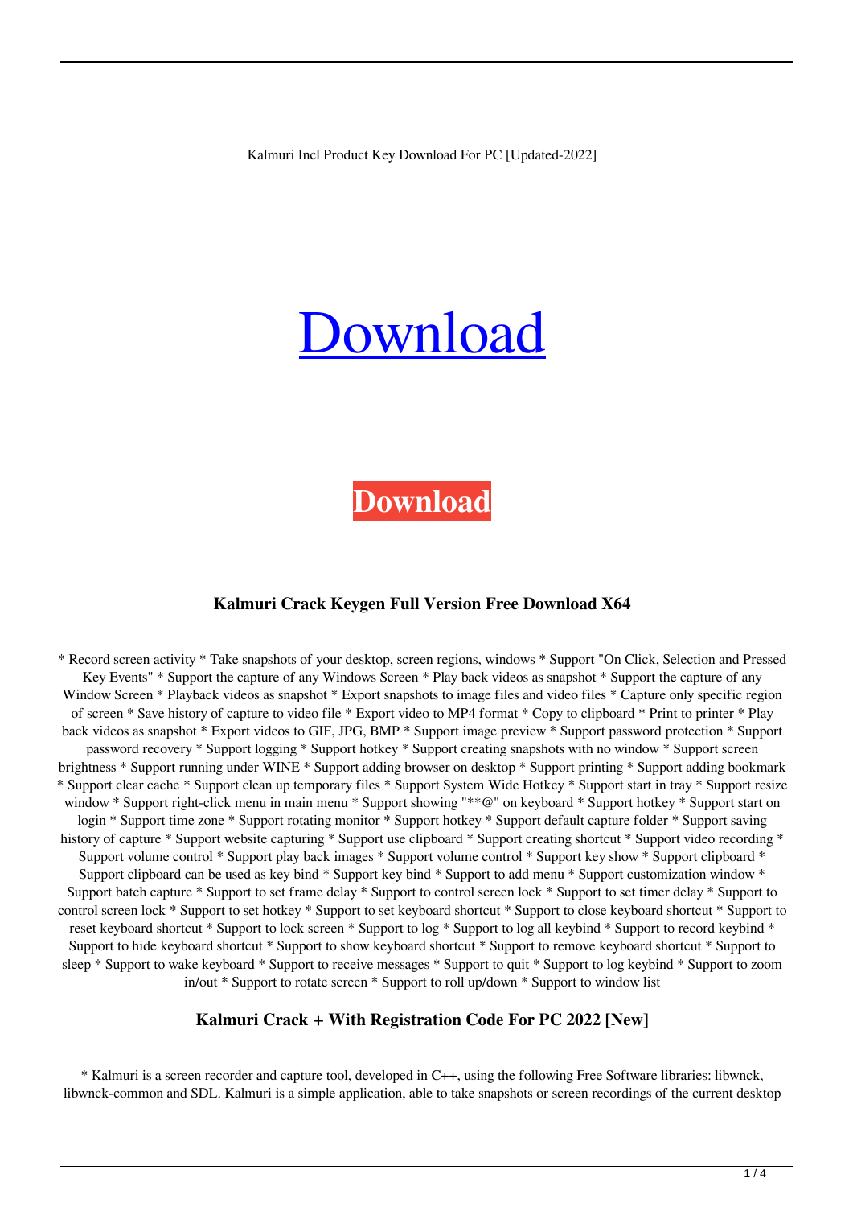Kalmuri Incl Product Key Download For PC [Updated-2022]

# Download

**Download**

### Kalmuri Crack Keygen Full Version Free Download X64

* Record screen activity * Take snapshots of your desktop, screen regions, windows * Support "On Click, Selection and Pressed Key Events" * Support the capture of any Windows Screen * Play back videos as snapshot * Support the capture of any Window Screen * Playback videos as snapshot * Export snapshots to image files and video files * Capture only specific region of screen * Save history of capture to video file * Export video to MP4 format * Copy to clipboard * Print to printer * Play back videos as snapshot * Export videos to GIF, JPG, BMP * Support image preview * Support password protection * Support password recovery * Support logging * Support hotkey * Support creating snapshots with no window * Support screen brightness * Support running under WINE * Support adding browser on desktop * Support printing * Support adding bookmark * Support clear cache * Support clean up temporary files * Support System Wide Hotkey * Support start in tray * Support resize window * Support right-click menu in main menu * Support showing "**@" on keyboard * Support hotkey * Support start on login * Support time zone * Support rotating monitor * Support hotkey * Support default capture folder * Support saving history of capture * Support website capturing * Support use clipboard * Support creating shortcut * Support video recording * Support volume control * Support play back images * Support volume control * Support key show * Support clipboard * Support clipboard can be used as key bind * Support key bind * Support to add menu * Support customization window * Support batch capture * Support to set frame delay * Support to control screen lock * Support to set timer delay * Support to control screen lock * Support to set hotkey * Support to set keyboard shortcut * Support to close keyboard shortcut * Support to reset keyboard shortcut * Support to lock screen * Support to log * Support to log all keybind * Support to record keybind * Support to hide keyboard shortcut * Support to show keyboard shortcut * Support to remove keyboard shortcut * Support to sleep * Support to wake keyboard * Support to receive messages * Support to quit * Support to log keybind * Support to zoom in/out * Support to rotate screen * Support to roll up/down * Support to window list

### Kalmuri Crack + With Registration Code For PC 2022 [New]

* Kalmuri is a screen recorder and capture tool, developed in C++, using the following Free Software libraries: libwnck, libwnck-common and SDL. Kalmuri is a simple application, able to take snapshots or screen recordings of the current desktop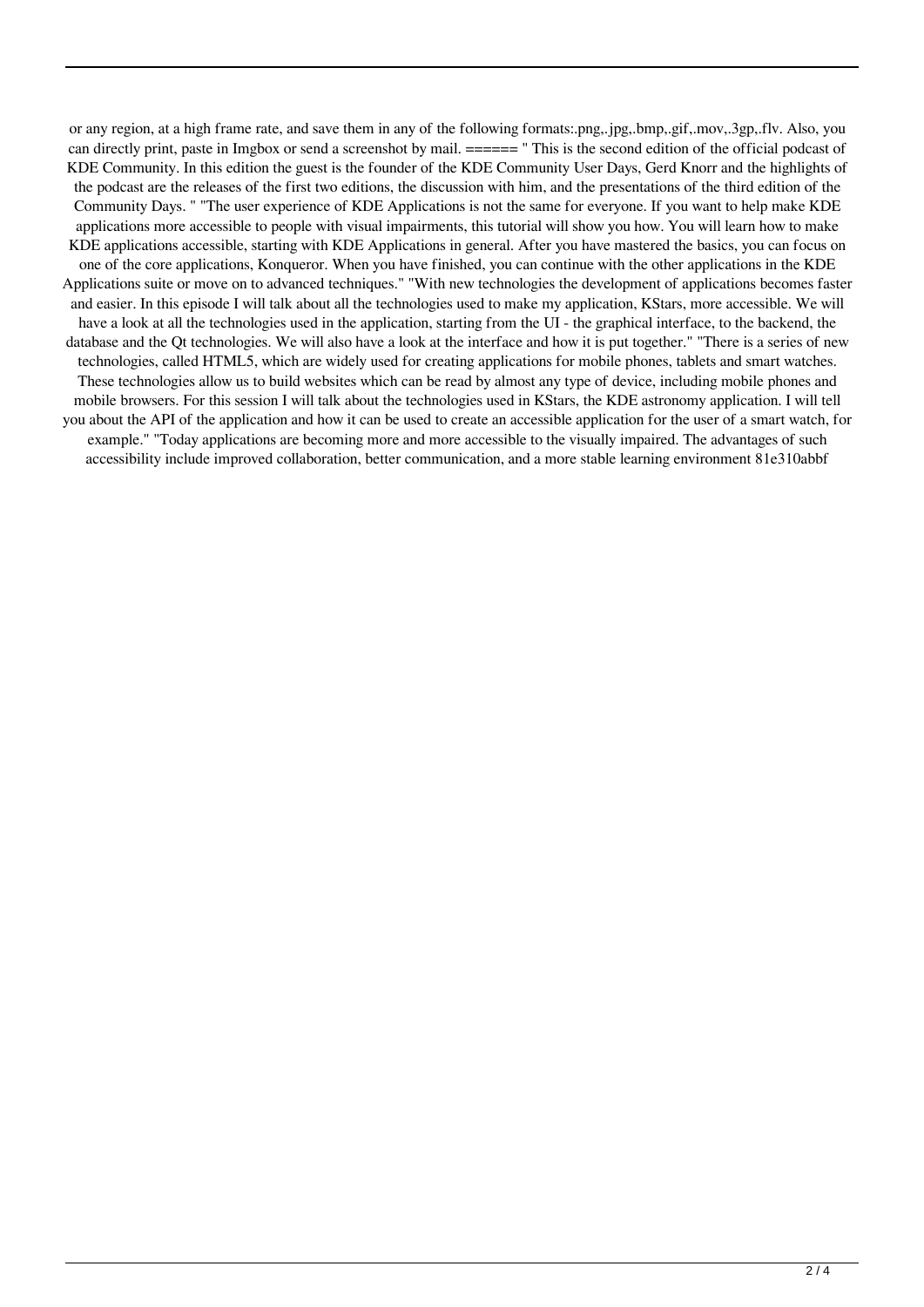or any region, at a high frame rate, and save them in any of the following formats:.png,.jpg,.bmp,.gif,.mov,.3gp,.flv. Also, you can directly print, paste in Imgbox or send a screenshot by mail. ====== " This is the second edition of the official podcast of KDE Community. In this edition the guest is the founder of the KDE Community User Days, Gerd Knorr and the highlights of the podcast are the releases of the first two editions, the discussion with him, and the presentations of the third edition of the Community Days. " "The user experience of KDE Applications is not the same for everyone. If you want to help make KDE applications more accessible to people with visual impairments, this tutorial will show you how. You will learn how to make KDE applications accessible, starting with KDE Applications in general. After you have mastered the basics, you can focus on one of the core applications, Konqueror. When you have finished, you can continue with the other applications in the KDE Applications suite or move on to advanced techniques." "With new technologies the development of applications becomes faster and easier. In this episode I will talk about all the technologies used to make my application, KStars, more accessible. We will have a look at all the technologies used in the application, starting from the UI - the graphical interface, to the backend, the database and the Qt technologies. We will also have a look at the interface and how it is put together." "There is a series of new technologies, called HTML5, which are widely used for creating applications for mobile phones, tablets and smart watches. These technologies allow us to build websites which can be read by almost any type of device, including mobile phones and mobile browsers. For this session I will talk about the technologies used in KStars, the KDE astronomy application. I will tell you about the API of the application and how it can be used to create an accessible application for the user of a smart watch, for example." "Today applications are becoming more and more accessible to the visually impaired. The advantages of such accessibility include improved collaboration, better communication, and a more stable learning environment 81e310abbf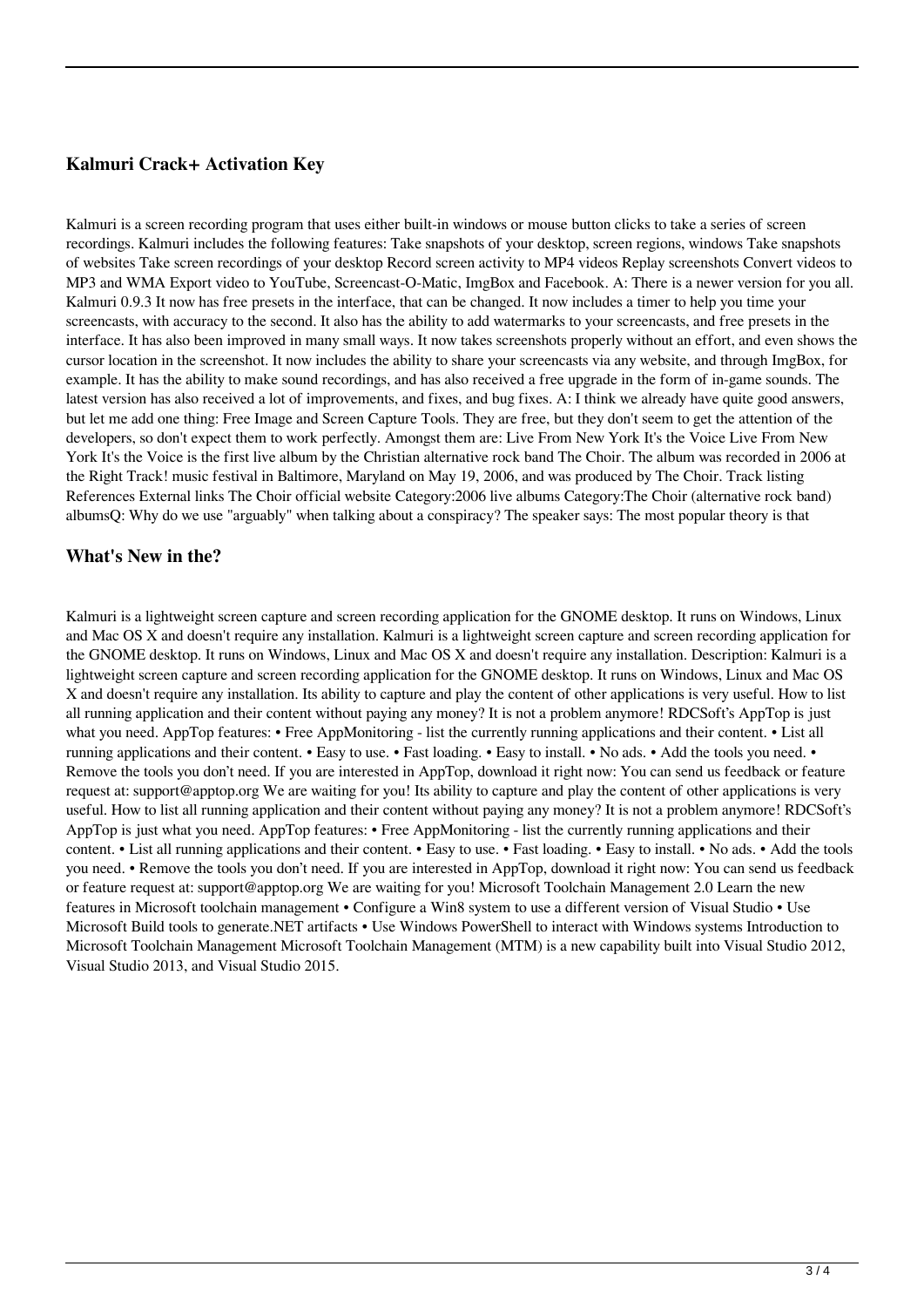## Kalmuri Crack+ Activation Key

Kalmuri is a screen recording program that uses either built-in windows or mouse button clicks to take a series of screen recordings. Kalmuri includes the following features: Take snapshots of your desktop, screen regions, windows Take snapshots of websites Take screen recordings of your desktop Record screen activity to MP4 videos Replay screenshots Convert videos to MP3 and WMA Export video to YouTube, Screencast-O-Matic, ImgBox and Facebook. A: There is a newer version for you all. Kalmuri 0.9.3 It now has free presets in the interface, that can be changed. It now includes a timer to help you time your screencasts, with accuracy to the second. It also has the ability to add watermarks to your screencasts, and free presets in the interface. It has also been improved in many small ways. It now takes screenshots properly without an effort, and even shows the cursor location in the screenshot. It now includes the ability to share your screencasts via any website, and through ImgBox, for example. It has the ability to make sound recordings, and has also received a free upgrade in the form of in-game sounds. The latest version has also received a lot of improvements, and fixes, and bug fixes. A: I think we already have quite good answers, but let me add one thing: Free Image and Screen Capture Tools. They are free, but they don't seem to get the attention of the developers, so don't expect them to work perfectly. Amongst them are: Live From New York It's the Voice Live From New York It's the Voice is the first live album by the Christian alternative rock band The Choir. The album was recorded in 2006 at the Right Track! music festival in Baltimore, Maryland on May 19, 2006, and was produced by The Choir. Track listing References External links The Choir official website Category:2006 live albums Category:The Choir (alternative rock band) albumsQ: Why do we use "arguably" when talking about a conspiracy? The speaker says: The most popular theory is that

## What's New in the?

Kalmuri is a lightweight screen capture and screen recording application for the GNOME desktop. It runs on Windows, Linux and Mac OS X and doesn't require any installation. Kalmuri is a lightweight screen capture and screen recording application for the GNOME desktop. It runs on Windows, Linux and Mac OS X and doesn't require any installation. Description: Kalmuri is a lightweight screen capture and screen recording application for the GNOME desktop. It runs on Windows, Linux and Mac OS X and doesn't require any installation. Its ability to capture and play the content of other applications is very useful. How to list all running application and their content without paying any money? It is not a problem anymore! RDCSoft's AppTop is just what you need. AppTop features: • Free AppMonitoring - list the currently running applications and their content. • List all running applications and their content. • Easy to use. • Fast loading. • Easy to install. • No ads. • Add the tools you need. • Remove the tools you don't need. If you are interested in AppTop, download it right now: You can send us feedback or feature request at: support@apptop.org We are waiting for you! Its ability to capture and play the content of other applications is very useful. How to list all running application and their content without paying any money? It is not a problem anymore! RDCSoft's AppTop is just what you need. AppTop features: • Free AppMonitoring - list the currently running applications and their content. • List all running applications and their content. • Easy to use. • Fast loading. • Easy to install. • No ads. • Add the tools you need. • Remove the tools you don't need. If you are interested in AppTop, download it right now: You can send us feedback or feature request at: support@apptop.org We are waiting for you! Microsoft Toolchain Management 2.0 Learn the new features in Microsoft toolchain management • Configure a Win8 system to use a different version of Visual Studio • Use Microsoft Build tools to generate.NET artifacts • Use Windows PowerShell to interact with Windows systems Introduction to Microsoft Toolchain Management Microsoft Toolchain Management (MTM) is a new capability built into Visual Studio 2012, Visual Studio 2013, and Visual Studio 2015.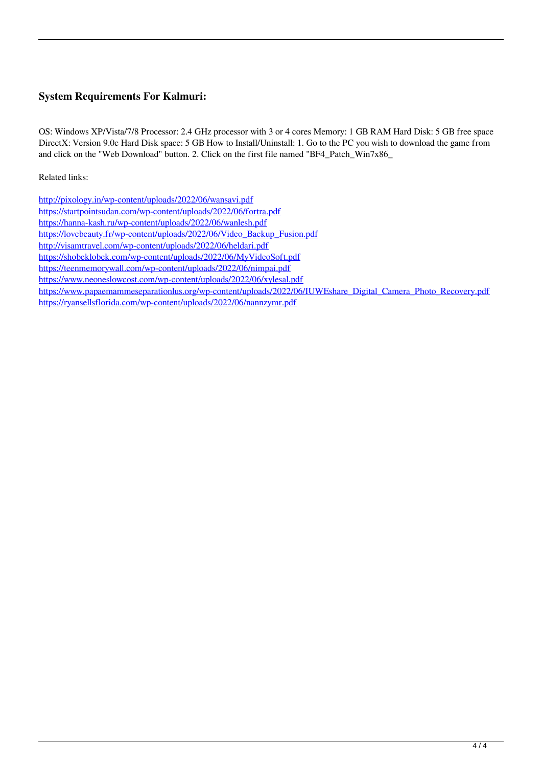### System Requirements For Kalmuri:

OS: Windows XP/Vista/7/8 Processor: 2.4 GHz processor with 3 or 4 cores Memory: 1 GB RAM Hard Disk: 5 GB free space DirectX: Version 9.0c Hard Disk space: 5 GB How to Install/Uninstall: 1. Go to the PC you wish to download the game from and click on the "Web Download" button. 2. Click on the first file named "BF4_Patch_Win7x86_

Related links:

http://pixology.in/wp-content/uploads/2022/06/wansavi.pdf
https://startpointsudan.com/wp-content/uploads/2022/06/fortra.pdf
https://hanna-kash.ru/wp-content/uploads/2022/06/wanlesh.pdf
https://lovebeauty.fr/wp-content/uploads/2022/06/Video_Backup_Fusion.pdf
http://visamtravel.com/wp-content/uploads/2022/06/heldari.pdf
https://shobeklobek.com/wp-content/uploads/2022/06/MyVideoSoft.pdf
https://teenmemorywall.com/wp-content/uploads/2022/06/nimpai.pdf
https://www.neoneslowcost.com/wp-content/uploads/2022/06/xylesal.pdf
https://www.papaemammeseparationlus.org/wp-content/uploads/2022/06/IUWEshare_Digital_Camera_Photo_Recovery.pdf
https://ryansellsflorida.com/wp-content/uploads/2022/06/nannzymr.pdf